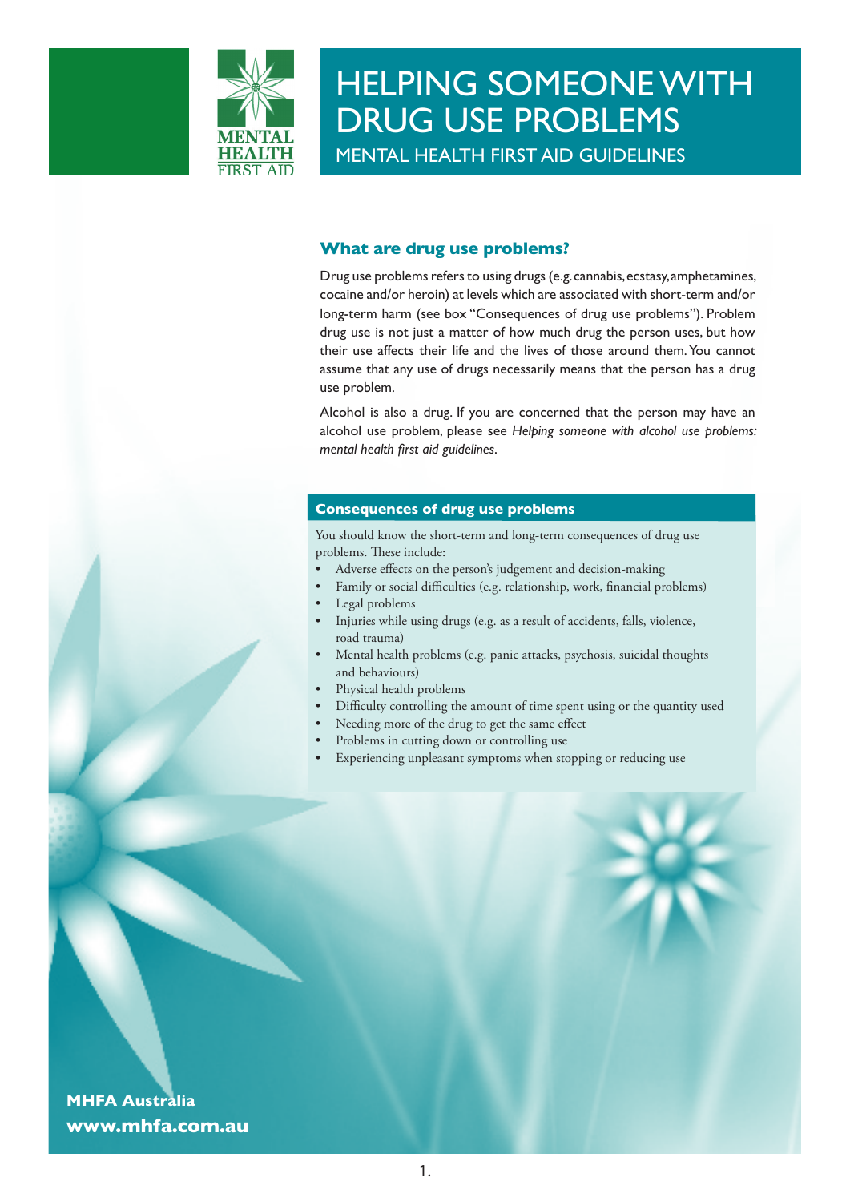# HELPING SOMEONE WITH DRUG USE PROBLEMS

MENTAL HEALTH FIRST AID GUIDELINES

## What are drug use problems?

Drug use problems refers to using drugs (e.g. cannabis, ecstasy, amphetamines, cocaine and/or heroin) at levels which are associated with short-term and/or long-term harm (see box "Consequences of drug use problems"). Problem drug use is not just a matter of how much drug the person uses, but how their use affects their life and the lives of those around them. You cannot assume that any use of drugs necessarily means that the person has a drug use problem.

Alcohol is also a drug. If you are concerned that the person may have an alcohol use problem, please see *Helping someone with alcohol use problems: mental health first aid guidelines*.

### Consequences of drug use problems

You should know the short-term and long-term consequences of drug use problems. These include:

- Adverse effects on the person's judgement and decision-making
- Family or social difficulties (e.g. relationship, work, financial problems)
- Legal problems
- Injuries while using drugs (e.g. as a result of accidents, falls, violence, road trauma)
- Mental health problems (e.g. panic attacks, psychosis, suicidal thoughts and behaviours)
- Physical health problems
- Difficulty controlling the amount of time spent using or the quantity used
- Needing more of the drug to get the same effect
- Problems in cutting down or controlling use
- Experiencing unpleasant symptoms when stopping or reducing use

**MHFA Australia**
**www.mhfa.com.au**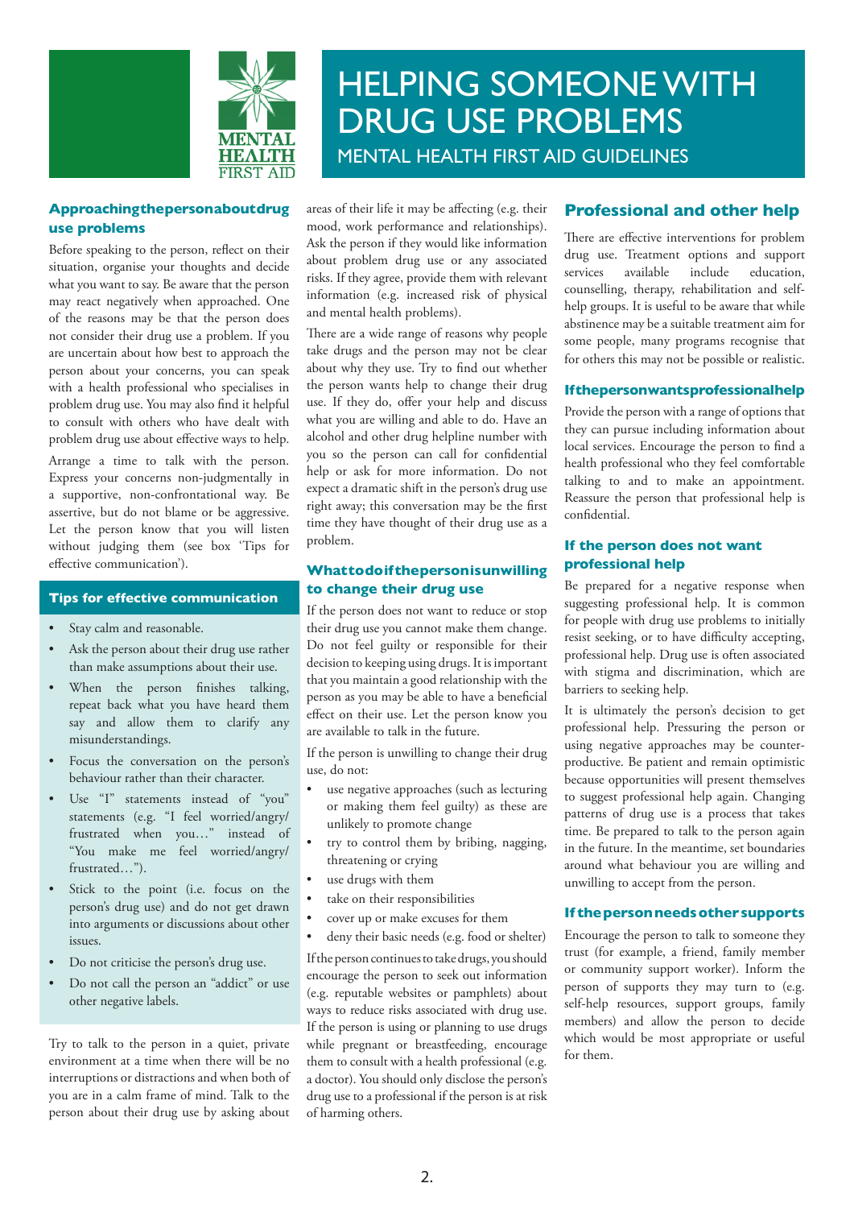# HELPING SOMEONE WITH DRUG USE PROBLEMS

## MENTAL HEALTH FIRST AID GUIDELINES

### Approaching the person about drug use problems

Before speaking to the person, reflect on their situation, organise your thoughts and decide what you want to say. Be aware that the person may react negatively when approached. One of the reasons may be that the person does not consider their drug use a problem. If you are uncertain about how best to approach the person about your concerns, you can speak with a health professional who specialises in problem drug use. You may also find it helpful to consult with others who have dealt with problem drug use about effective ways to help.

Arrange a time to talk with the person. Express your concerns non-judgmentally in a supportive, non-confrontational way. Be assertive, but do not blame or be aggressive. Let the person know that you will listen without judging them (see box 'Tips for effective communication').

#### Tips for effective communication

- Stay calm and reasonable.
- Ask the person about their drug use rather than make assumptions about their use.
- When the person finishes talking, repeat back what you have heard them say and allow them to clarify any misunderstandings.
- Focus the conversation on the person's behaviour rather than their character.
- Use "I" statements instead of "you" statements (e.g. "I feel worried/angry/frustrated when you…" instead of "You make me feel worried/angry/frustrated…").
- Stick to the point (i.e. focus on the person's drug use) and do not get drawn into arguments or discussions about other issues.
- Do not criticise the person's drug use.
- Do not call the person an "addict" or use other negative labels.

Try to talk to the person in a quiet, private environment at a time when there will be no interruptions or distractions and when both of you are in a calm frame of mind. Talk to the person about their drug use by asking about areas of their life it may be affecting (e.g. their mood, work performance and relationships). Ask the person if they would like information about problem drug use or any associated risks. If they agree, provide them with relevant information (e.g. increased risk of physical and mental health problems).

There are a wide range of reasons why people take drugs and the person may not be clear about why they use. Try to find out whether the person wants help to change their drug use. If they do, offer your help and discuss what you are willing and able to do. Have an alcohol and other drug helpline number with you so the person can call for confidential help or ask for more information. Do not expect a dramatic shift in the person's drug use right away; this conversation may be the first time they have thought of their drug use as a problem.

### What to do if the person is unwilling to change their drug use

If the person does not want to reduce or stop their drug use you cannot make them change. Do not feel guilty or responsible for their decision to keeping using drugs. It is important that you maintain a good relationship with the person as you may be able to have a beneficial effect on their use. Let the person know you are available to talk in the future.

If the person is unwilling to change their drug use, do not:

- use negative approaches (such as lecturing or making them feel guilty) as these are unlikely to promote change
- try to control them by bribing, nagging, threatening or crying
- use drugs with them
- take on their responsibilities
- cover up or make excuses for them
- deny their basic needs (e.g. food or shelter)

If the person continues to take drugs, you should encourage the person to seek out information (e.g. reputable websites or pamphlets) about ways to reduce risks associated with drug use. If the person is using or planning to use drugs while pregnant or breastfeeding, encourage them to consult with a health professional (e.g. a doctor). You should only disclose the person's drug use to a professional if the person is at risk of harming others.

## Professional and other help

There are effective interventions for problem drug use. Treatment options and support services available include education, counselling, therapy, rehabilitation and self-help groups. It is useful to be aware that while abstinence may be a suitable treatment aim for some people, many programs recognise that for others this may not be possible or realistic.

### If the person wants professional help

Provide the person with a range of options that they can pursue including information about local services. Encourage the person to find a health professional who they feel comfortable talking to and to make an appointment. Reassure the person that professional help is confidential.

### If the person does not want professional help

Be prepared for a negative response when suggesting professional help. It is common for people with drug use problems to initially resist seeking, or to have difficulty accepting, professional help. Drug use is often associated with stigma and discrimination, which are barriers to seeking help.

It is ultimately the person's decision to get professional help. Pressuring the person or using negative approaches may be counter-productive. Be patient and remain optimistic because opportunities will present themselves to suggest professional help again. Changing patterns of drug use is a process that takes time. Be prepared to talk to the person again in the future. In the meantime, set boundaries around what behaviour you are willing and unwilling to accept from the person.

### If the person needs other supports

Encourage the person to talk to someone they trust (for example, a friend, family member or community support worker). Inform the person of supports they may turn to (e.g. self-help resources, support groups, family members) and allow the person to decide which would be most appropriate or useful for them.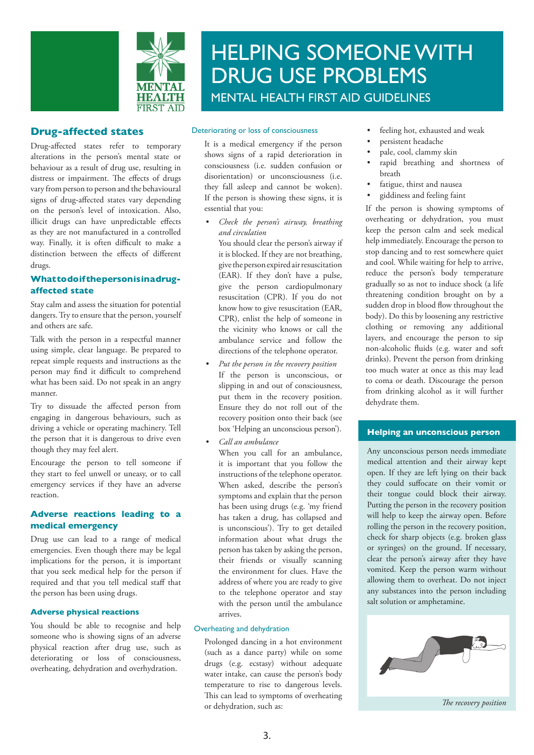# HELPING SOMEONE WITH DRUG USE PROBLEMS

MENTAL HEALTH FIRST AID GUIDELINES

## Drug-affected states

Drug-affected states refer to temporary alterations in the person's mental state or behaviour as a result of drug use, resulting in distress or impairment. The effects of drugs vary from person to person and the behavioural signs of drug-affected states vary depending on the person's level of intoxication. Also, illicit drugs can have unpredictable effects as they are not manufactured in a controlled way. Finally, it is often difficult to make a distinction between the effects of different drugs.

### What to do if the person is in a drug-affected state

Stay calm and assess the situation for potential dangers. Try to ensure that the person, yourself and others are safe.

Talk with the person in a respectful manner using simple, clear language. Be prepared to repeat simple requests and instructions as the person may find it difficult to comprehend what has been said. Do not speak in an angry manner.

Try to dissuade the affected person from engaging in dangerous behaviours, such as driving a vehicle or operating machinery. Tell the person that it is dangerous to drive even though they may feel alert.

Encourage the person to tell someone if they start to feel unwell or uneasy, or to call emergency services if they have an adverse reaction.

### Adverse reactions leading to a medical emergency

Drug use can lead to a range of medical emergencies. Even though there may be legal implications for the person, it is important that you seek medical help for the person if required and that you tell medical staff that the person has been using drugs.

#### Adverse physical reactions

You should be able to recognise and help someone who is showing signs of an adverse physical reaction after drug use, such as deteriorating or loss of consciousness, overheating, dehydration and overhydration.

#### Deteriorating or loss of consciousness

It is a medical emergency if the person shows signs of a rapid deterioration in consciousness (i.e. sudden confusion or disorientation) or unconsciousness (i.e. they fall asleep and cannot be woken). If the person is showing these signs, it is essential that you:

- *Check the person's airway, breathing and circulation*
  You should clear the person's airway if it is blocked. If they are not breathing, give the person expired air resuscitation (EAR). If they don't have a pulse, give the person cardiopulmonary resuscitation (CPR). If you do not know how to give resuscitation (EAR, CPR), enlist the help of someone in the vicinity who knows or call the ambulance service and follow the directions of the telephone operator.
- *Put the person in the recovery position*
  If the person is unconscious, or slipping in and out of consciousness, put them in the recovery position. Ensure they do not roll out of the recovery position onto their back (see box 'Helping an unconscious person').
- *Call an ambulance*
  When you call for an ambulance, it is important that you follow the instructions of the telephone operator. When asked, describe the person's symptoms and explain that the person has been using drugs (e.g. 'my friend has taken a drug, has collapsed and is unconscious'). Try to get detailed information about what drugs the person has taken by asking the person, their friends or visually scanning the environment for clues. Have the address of where you are ready to give to the telephone operator and stay with the person until the ambulance arrives.

#### Overheating and dehydration

Prolonged dancing in a hot environment (such as a dance party) while on some drugs (e.g. ecstasy) without adequate water intake, can cause the person's body temperature to rise to dangerous levels. This can lead to symptoms of overheating or dehydration, such as:

- feeling hot, exhausted and weak
- persistent headache
- pale, cool, clammy skin
- rapid breathing and shortness of breath
- fatigue, thirst and nausea
- giddiness and feeling faint

If the person is showing symptoms of overheating or dehydration, you must keep the person calm and seek medical help immediately. Encourage the person to stop dancing and to rest somewhere quiet and cool. While waiting for help to arrive, reduce the person's body temperature gradually so as not to induce shock (a life threatening condition brought on by a sudden drop in blood flow throughout the body). Do this by loosening any restrictive clothing or removing any additional layers, and encourage the person to sip non-alcoholic fluids (e.g. water and soft drinks). Prevent the person from drinking too much water at once as this may lead to coma or death. Discourage the person from drinking alcohol as it will further dehydrate them.

#### Helping an unconscious person

Any unconscious person needs immediate medical attention and their airway kept open. If they are left lying on their back they could suffocate on their vomit or their tongue could block their airway. Putting the person in the recovery position will help to keep the airway open. Before rolling the person in the recovery position, check for sharp objects (e.g. broken glass or syringes) on the ground. If necessary, clear the person's airway after they have vomited. Keep the person warm without allowing them to overheat. Do not inject any substances into the person including salt solution or amphetamine.

*The recovery position*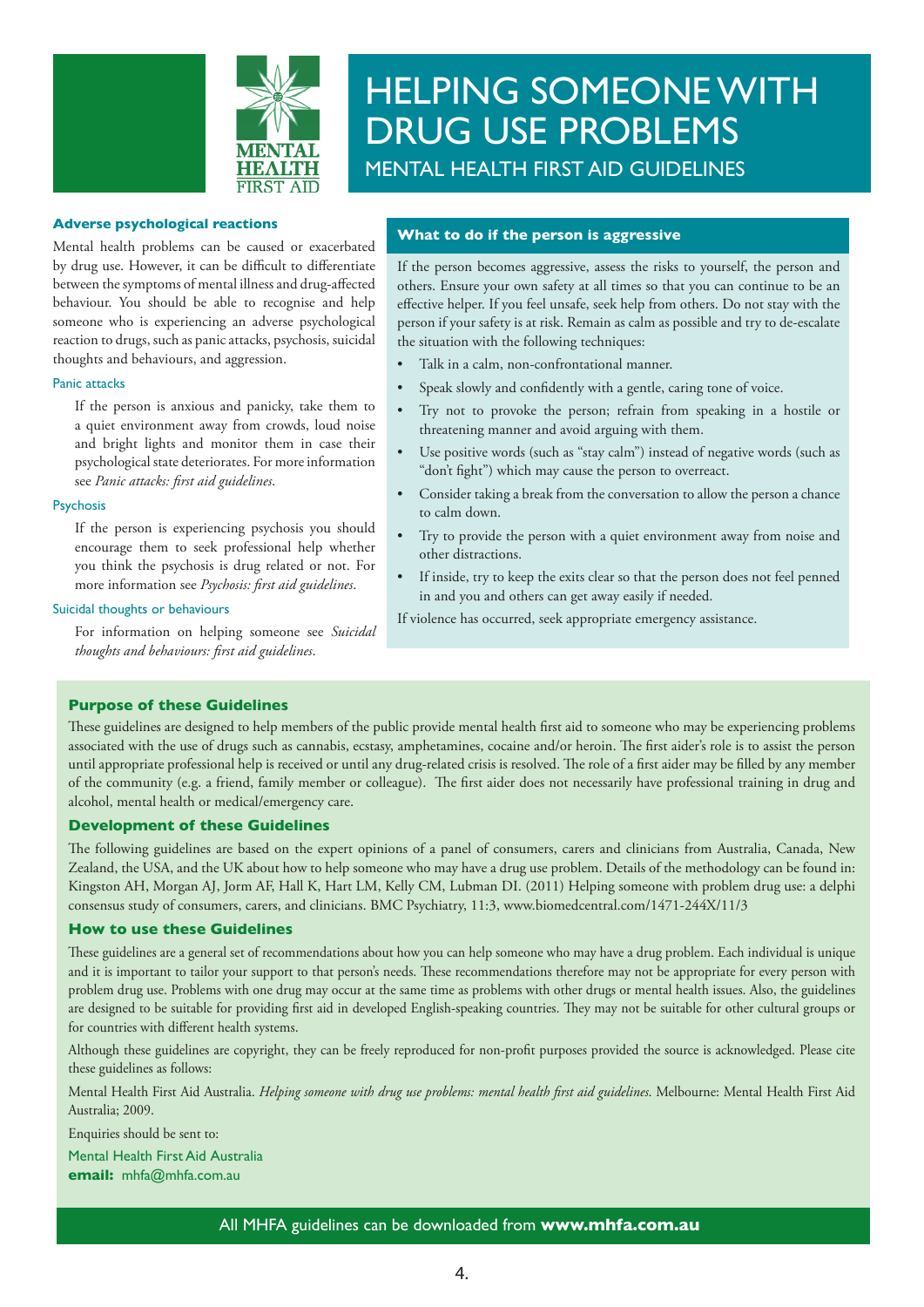# HELPING SOMEONE WITH DRUG USE PROBLEMS

## MENTAL HEALTH FIRST AID GUIDELINES

### Adverse psychological reactions

Mental health problems can be caused or exacerbated by drug use. However, it can be difficult to differentiate between the symptoms of mental illness and drug-affected behaviour. You should be able to recognise and help someone who is experiencing an adverse psychological reaction to drugs, such as panic attacks, psychosis, suicidal thoughts and behaviours, and aggression.

#### Panic attacks

If the person is anxious and panicky, take them to a quiet environment away from crowds, loud noise and bright lights and monitor them in case their psychological state deteriorates. For more information see *Panic attacks: first aid guidelines*.

#### Psychosis

If the person is experiencing psychosis you should encourage them to seek professional help whether you think the psychosis is drug related or not. For more information see *Psychosis: first aid guidelines*.

#### Suicidal thoughts or behaviours

For information on helping someone see *Suicidal thoughts and behaviours: first aid guidelines*.

### What to do if the person is aggressive

If the person becomes aggressive, assess the risks to yourself, the person and others. Ensure your own safety at all times so that you can continue to be an effective helper. If you feel unsafe, seek help from others. Do not stay with the person if your safety is at risk. Remain as calm as possible and try to de-escalate the situation with the following techniques:

- Talk in a calm, non-confrontational manner.
- Speak slowly and confidently with a gentle, caring tone of voice.
- Try not to provoke the person; refrain from speaking in a hostile or threatening manner and avoid arguing with them.
- Use positive words (such as "stay calm") instead of negative words (such as "don't fight") which may cause the person to overreact.
- Consider taking a break from the conversation to allow the person a chance to calm down.
- Try to provide the person with a quiet environment away from noise and other distractions.
- If inside, try to keep the exits clear so that the person does not feel penned in and you and others can get away easily if needed.

If violence has occurred, seek appropriate emergency assistance.

### Purpose of these Guidelines

These guidelines are designed to help members of the public provide mental health first aid to someone who may be experiencing problems associated with the use of drugs such as cannabis, ecstasy, amphetamines, cocaine and/or heroin. The first aider's role is to assist the person until appropriate professional help is received or until any drug-related crisis is resolved. The role of a first aider may be filled by any member of the community (e.g. a friend, family member or colleague). The first aider does not necessarily have professional training in drug and alcohol, mental health or medical/emergency care.

### Development of these Guidelines

The following guidelines are based on the expert opinions of a panel of consumers, carers and clinicians from Australia, Canada, New Zealand, the USA, and the UK about how to help someone who may have a drug use problem. Details of the methodology can be found in: Kingston AH, Morgan AJ, Jorm AF, Hall K, Hart LM, Kelly CM, Lubman DI. (2011) Helping someone with problem drug use: a delphi consensus study of consumers, carers, and clinicians. BMC Psychiatry, 11:3, www.biomedcentral.com/1471-244X/11/3

### How to use these Guidelines

These guidelines are a general set of recommendations about how you can help someone who may have a drug problem. Each individual is unique and it is important to tailor your support to that person's needs. These recommendations therefore may not be appropriate for every person with problem drug use. Problems with one drug may occur at the same time as problems with other drugs or mental health issues. Also, the guidelines are designed to be suitable for providing first aid in developed English-speaking countries. They may not be suitable for other cultural groups or for countries with different health systems.

Although these guidelines are copyright, they can be freely reproduced for non-profit purposes provided the source is acknowledged. Please cite these guidelines as follows:

Mental Health First Aid Australia. *Helping someone with drug use problems: mental health first aid guidelines.* Melbourne: Mental Health First Aid Australia; 2009.

Enquiries should be sent to:

Mental Health First Aid Australia
**email:** mhfa@mhfa.com.au

All MHFA guidelines can be downloaded from **www.mhfa.com.au**